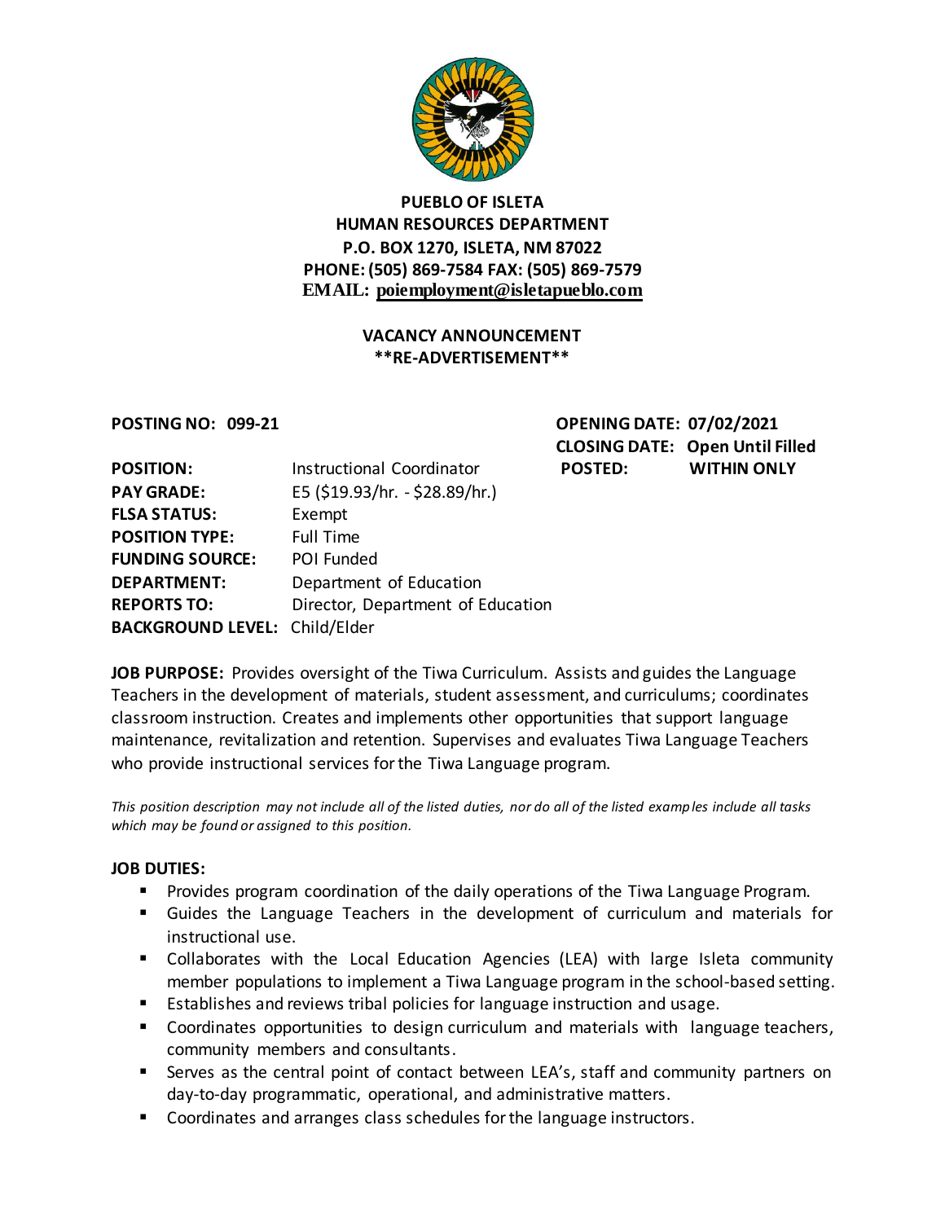**PUEBLO OF ISLETA**
**HUMAN RESOURCES DEPARTMENT**
**P.O. BOX 1270, ISLETA, NM 87022**
**PHONE: (505) 869-7584 FAX: (505) 869-7579**
**EMAIL: poiemployment@isletapueblo.com**

## VACANCY ANNOUNCEMENT
**\*\*RE-ADVERTISEMENT\*\***

**POSTING NO: 099-21**

**OPENING DATE:** 07/02/2021
**CLOSING DATE:** Open Until Filled
**POSTED:** WITHIN ONLY

| | |
|---|---|
| **POSITION:** | Instructional Coordinator |
| **PAY GRADE:** | E5 ($19.93/hr. - $28.89/hr.) |
| **FLSA STATUS:** | Exempt |
| **POSITION TYPE:** | Full Time |
| **FUNDING SOURCE:** | POI Funded |
| **DEPARTMENT:** | Department of Education |
| **REPORTS TO:** | Director, Department of Education |
| **BACKGROUND LEVEL:** | Child/Elder |

**JOB PURPOSE:** Provides oversight of the Tiwa Curriculum. Assists and guides the Language Teachers in the development of materials, student assessment, and curriculums; coordinates classroom instruction. Creates and implements other opportunities that support language maintenance, revitalization and retention. Supervises and evaluates Tiwa Language Teachers who provide instructional services for the Tiwa Language program.

*This position description may not include all of the listed duties, nor do all of the listed examples include all tasks which may be found or assigned to this position.*

**JOB DUTIES:**

- Provides program coordination of the daily operations of the Tiwa Language Program.
- Guides the Language Teachers in the development of curriculum and materials for instructional use.
- Collaborates with the Local Education Agencies (LEA) with large Isleta community member populations to implement a Tiwa Language program in the school-based setting.
- Establishes and reviews tribal policies for language instruction and usage.
- Coordinates opportunities to design curriculum and materials with language teachers, community members and consultants.
- Serves as the central point of contact between LEA's, staff and community partners on day-to-day programmatic, operational, and administrative matters.
- Coordinates and arranges class schedules for the language instructors.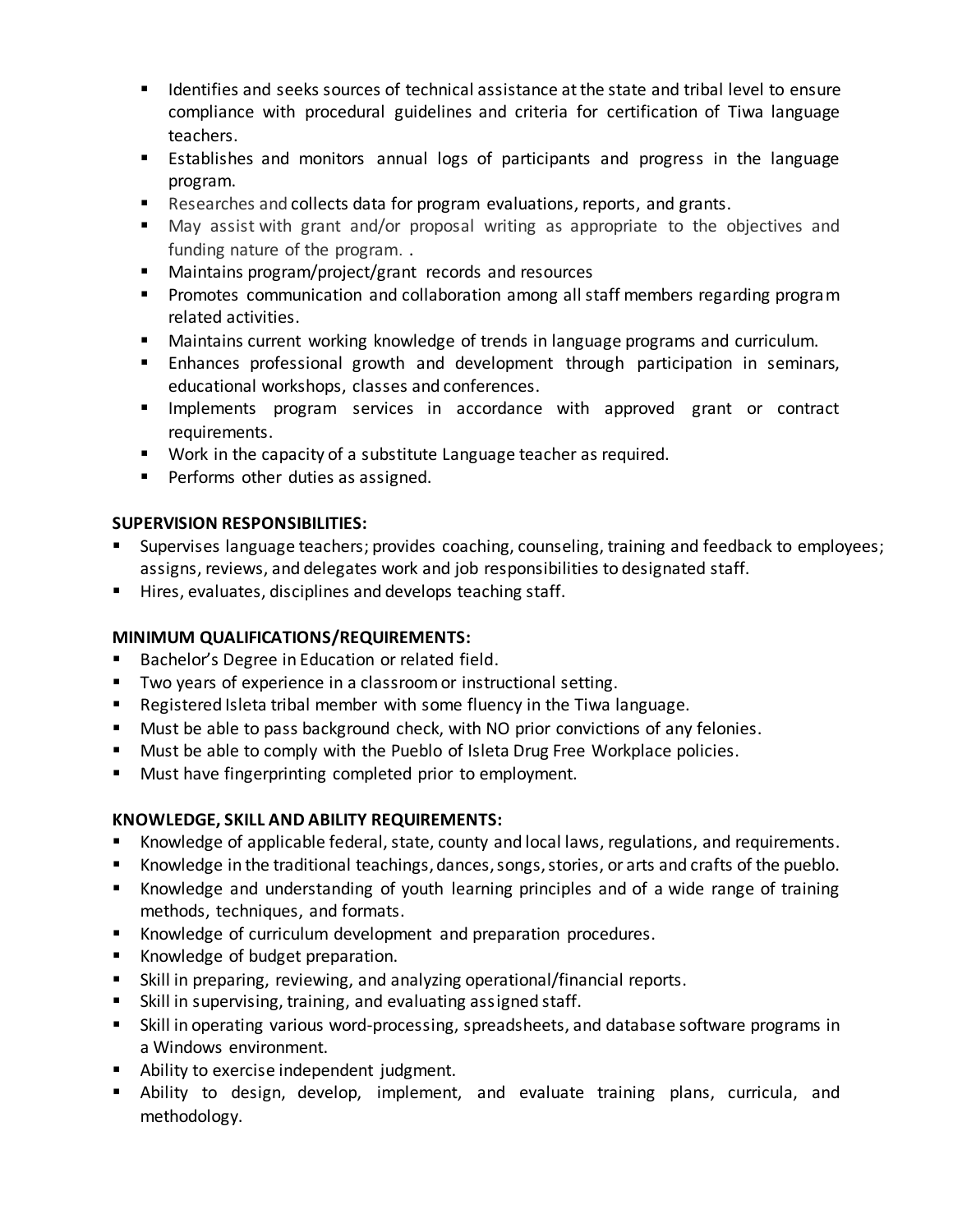- Identifies and seeks sources of technical assistance at the state and tribal level to ensure compliance with procedural guidelines and criteria for certification of Tiwa language teachers.
- Establishes and monitors annual logs of participants and progress in the language program.
- Researches and collects data for program evaluations, reports, and grants.
- May assist with grant and/or proposal writing as appropriate to the objectives and funding nature of the program. .
- Maintains program/project/grant records and resources
- Promotes communication and collaboration among all staff members regarding program related activities.
- Maintains current working knowledge of trends in language programs and curriculum.
- Enhances professional growth and development through participation in seminars, educational workshops, classes and conferences.
- Implements program services in accordance with approved grant or contract requirements.
- Work in the capacity of a substitute Language teacher as required.
- Performs other duties as assigned.

**SUPERVISION RESPONSIBILITIES:**

- Supervises language teachers; provides coaching, counseling, training and feedback to employees; assigns, reviews, and delegates work and job responsibilities to designated staff.
- Hires, evaluates, disciplines and develops teaching staff.

**MINIMUM QUALIFICATIONS/REQUIREMENTS:**

- Bachelor's Degree in Education or related field.
- Two years of experience in a classroom or instructional setting.
- Registered Isleta tribal member with some fluency in the Tiwa language.
- Must be able to pass background check, with NO prior convictions of any felonies.
- Must be able to comply with the Pueblo of Isleta Drug Free Workplace policies.
- Must have fingerprinting completed prior to employment.

**KNOWLEDGE, SKILL AND ABILITY REQUIREMENTS:**

- Knowledge of applicable federal, state, county and local laws, regulations, and requirements.
- Knowledge in the traditional teachings, dances, songs, stories, or arts and crafts of the pueblo.
- Knowledge and understanding of youth learning principles and of a wide range of training methods, techniques, and formats.
- Knowledge of curriculum development and preparation procedures.
- Knowledge of budget preparation.
- Skill in preparing, reviewing, and analyzing operational/financial reports.
- Skill in supervising, training, and evaluating assigned staff.
- Skill in operating various word-processing, spreadsheets, and database software programs in a Windows environment.
- Ability to exercise independent judgment.
- Ability to design, develop, implement, and evaluate training plans, curricula, and methodology.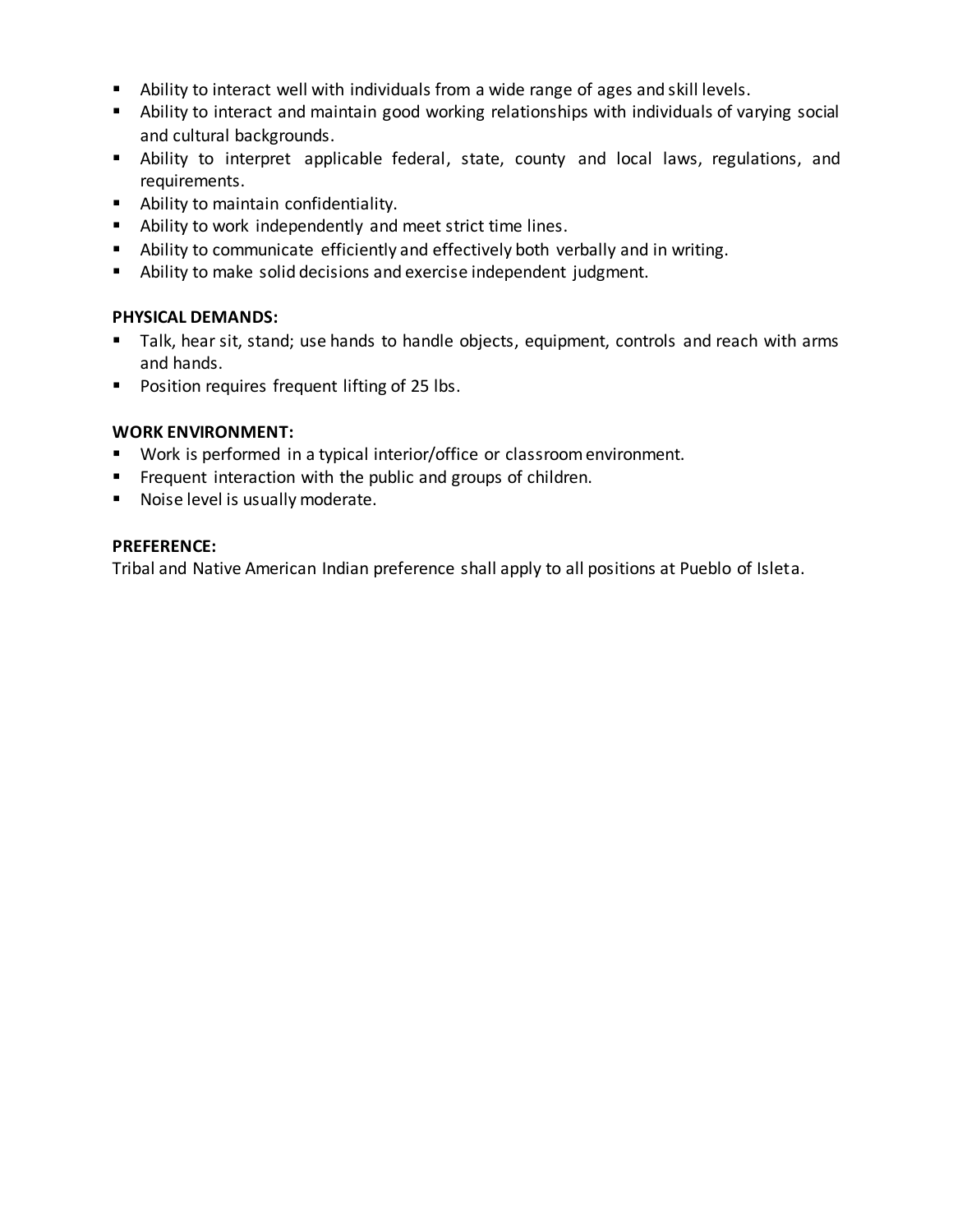- Ability to interact well with individuals from a wide range of ages and skill levels.
- Ability to interact and maintain good working relationships with individuals of varying social and cultural backgrounds.
- Ability to interpret applicable federal, state, county and local laws, regulations, and requirements.
- Ability to maintain confidentiality.
- Ability to work independently and meet strict time lines.
- Ability to communicate efficiently and effectively both verbally and in writing.
- Ability to make solid decisions and exercise independent judgment.

**PHYSICAL DEMANDS:**

- Talk, hear sit, stand; use hands to handle objects, equipment, controls and reach with arms and hands.
- Position requires frequent lifting of 25 lbs.

**WORK ENVIRONMENT:**

- Work is performed in a typical interior/office or classroom environment.
- Frequent interaction with the public and groups of children.
- Noise level is usually moderate.

**PREFERENCE:**

Tribal and Native American Indian preference shall apply to all positions at Pueblo of Isleta.